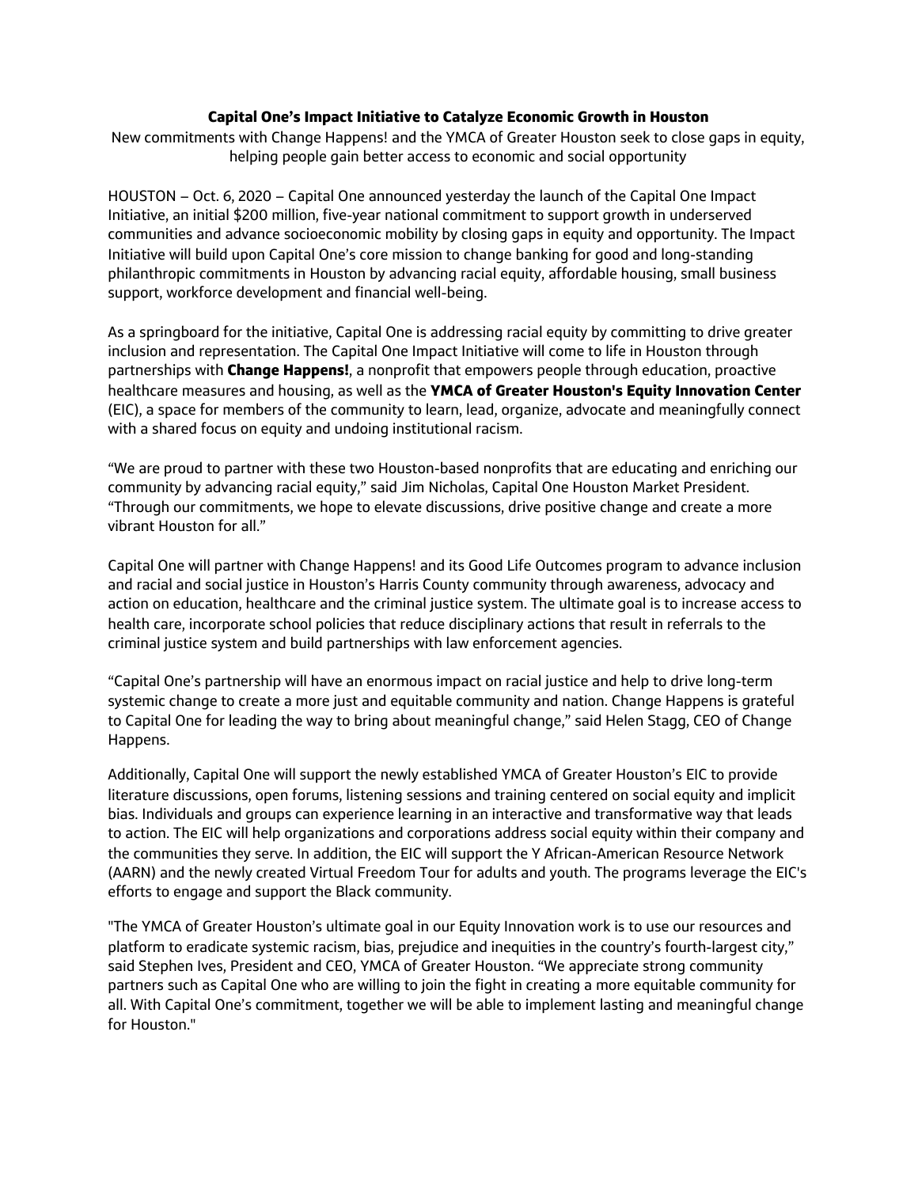# Capital One's Impact Initiative to Catalyze Economic Growth in Houston

New commitments with Change Happens! and the YMCA of Greater Houston seek to close gaps in equity, helping people gain better access to economic and social opportunity

HOUSTON – Oct. 6, 2020 – Capital One announced yesterday the launch of the Capital One Impact Initiative, an initial $200 million, five-year national commitment to support growth in underserved communities and advance socioeconomic mobility by closing gaps in equity and opportunity. The Impact Initiative will build upon Capital One's core mission to change banking for good and long-standing philanthropic commitments in Houston by advancing racial equity, affordable housing, small business support, workforce development and financial well-being.

As a springboard for the initiative, Capital One is addressing racial equity by committing to drive greater inclusion and representation. The Capital One Impact Initiative will come to life in Houston through partnerships with **Change Happens!**, a nonprofit that empowers people through education, proactive healthcare measures and housing, as well as the **YMCA of Greater Houston's Equity Innovation Center** (EIC), a space for members of the community to learn, lead, organize, advocate and meaningfully connect with a shared focus on equity and undoing institutional racism.

"We are proud to partner with these two Houston-based nonprofits that are educating and enriching our community by advancing racial equity," said Jim Nicholas, Capital One Houston Market President. "Through our commitments, we hope to elevate discussions, drive positive change and create a more vibrant Houston for all."

Capital One will partner with Change Happens! and its Good Life Outcomes program to advance inclusion and racial and social justice in Houston's Harris County community through awareness, advocacy and action on education, healthcare and the criminal justice system. The ultimate goal is to increase access to health care, incorporate school policies that reduce disciplinary actions that result in referrals to the criminal justice system and build partnerships with law enforcement agencies.

"Capital One's partnership will have an enormous impact on racial justice and help to drive long-term systemic change to create a more just and equitable community and nation. Change Happens is grateful to Capital One for leading the way to bring about meaningful change," said Helen Stagg, CEO of Change Happens.

Additionally, Capital One will support the newly established YMCA of Greater Houston's EIC to provide literature discussions, open forums, listening sessions and training centered on social equity and implicit bias. Individuals and groups can experience learning in an interactive and transformative way that leads to action. The EIC will help organizations and corporations address social equity within their company and the communities they serve. In addition, the EIC will support the Y African-American Resource Network (AARN) and the newly created Virtual Freedom Tour for adults and youth. The programs leverage the EIC's efforts to engage and support the Black community.

"The YMCA of Greater Houston's ultimate goal in our Equity Innovation work is to use our resources and platform to eradicate systemic racism, bias, prejudice and inequities in the country's fourth-largest city," said Stephen Ives, President and CEO, YMCA of Greater Houston. "We appreciate strong community partners such as Capital One who are willing to join the fight in creating a more equitable community for all. With Capital One's commitment, together we will be able to implement lasting and meaningful change for Houston."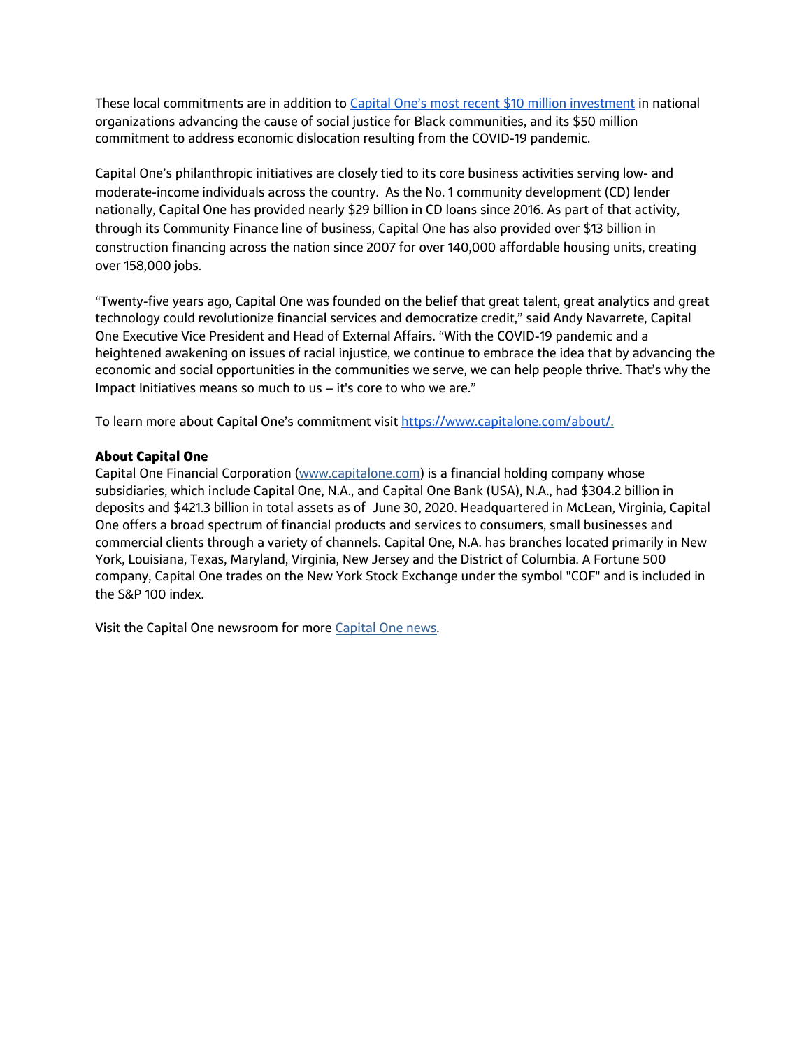These local commitments are in addition to Capital One's most recent $10 million investment in national organizations advancing the cause of social justice for Black communities, and its $50 million commitment to address economic dislocation resulting from the COVID-19 pandemic.

Capital One's philanthropic initiatives are closely tied to its core business activities serving low- and moderate-income individuals across the country. As the No. 1 community development (CD) lender nationally, Capital One has provided nearly $29 billion in CD loans since 2016. As part of that activity, through its Community Finance line of business, Capital One has also provided over $13 billion in construction financing across the nation since 2007 for over 140,000 affordable housing units, creating over 158,000 jobs.

"Twenty-five years ago, Capital One was founded on the belief that great talent, great analytics and great technology could revolutionize financial services and democratize credit," said Andy Navarrete, Capital One Executive Vice President and Head of External Affairs. "With the COVID-19 pandemic and a heightened awakening on issues of racial injustice, we continue to embrace the idea that by advancing the economic and social opportunities in the communities we serve, we can help people thrive. That's why the Impact Initiatives means so much to us – it's core to who we are."

To learn more about Capital One's commitment visit https://www.capitalone.com/about/.

**About Capital One**

Capital One Financial Corporation (www.capitalone.com) is a financial holding company whose subsidiaries, which include Capital One, N.A., and Capital One Bank (USA), N.A., had $304.2 billion in deposits and $421.3 billion in total assets as of June 30, 2020. Headquartered in McLean, Virginia, Capital One offers a broad spectrum of financial products and services to consumers, small businesses and commercial clients through a variety of channels. Capital One, N.A. has branches located primarily in New York, Louisiana, Texas, Maryland, Virginia, New Jersey and the District of Columbia. A Fortune 500 company, Capital One trades on the New York Stock Exchange under the symbol "COF" and is included in the S&P 100 index.

Visit the Capital One newsroom for more Capital One news.